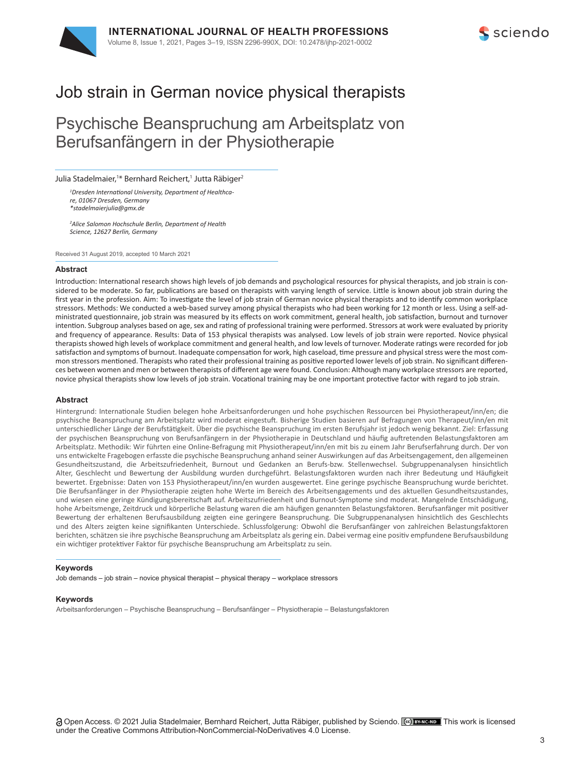# Job strain in German novice physical therapists

# Psychische Beanspruchung am Arbeitsplatz von Berufsanfängern in der Physiotherapie

Julia Stadelmaier,[1]* Bernhard Reichert,[1] Jutta Räbiger[2]

*[1]Dresden International University, Department of Healthcare, 01067 Dresden, Germany*
*\*stadelmaierjulia@gmx.de*

*[2]Alice Salomon Hochschule Berlin, Department of Health Science, 12627 Berlin, Germany*

Received 31 August 2019, accepted 10 March 2021

### Abstract

Introduction: International research shows high levels of job demands and psychological resources for physical therapists, and job strain is considered to be moderate. So far, publications are based on therapists with varying length of service. Little is known about job strain during the first year in the profession. Aim: To investigate the level of job strain of German novice physical therapists and to identify common workplace stressors. Methods: We conducted a web-based survey among physical therapists who had been working for 12 month or less. Using a self-administrated questionnaire, job strain was measured by its effects on work commitment, general health, job satisfaction, burnout and turnover intention. Subgroup analyses based on age, sex and rating of professional training were performed. Stressors at work were evaluated by priority and frequency of appearance. Results: Data of 153 physical therapists was analysed. Low levels of job strain were reported. Novice physical therapists showed high levels of workplace commitment and general health, and low levels of turnover. Moderate ratings were recorded for job satisfaction and symptoms of burnout. Inadequate compensation for work, high caseload, time pressure and physical stress were the most common stressors mentioned. Therapists who rated their professional training as positive reported lower levels of job strain. No significant differences between women and men or between therapists of different age were found. Conclusion: Although many workplace stressors are reported, novice physical therapists show low levels of job strain. Vocational training may be one important protective factor with regard to job strain.

### Abstract

Hintergrund: Internationale Studien belegen hohe Arbeitsanforderungen und hohe psychischen Ressourcen bei Physiotherapeut/inn/en; die psychische Beanspruchung am Arbeitsplatz wird moderat eingestuft. Bisherige Studien basieren auf Befragungen von Therapeut/inn/en mit unterschiedlicher Länge der Berufstätigkeit. Über die psychische Beanspruchung im ersten Berufsjahr ist jedoch wenig bekannt. Ziel: Erfassung der psychischen Beanspruchung von Berufsanfängern in der Physiotherapie in Deutschland und häufig auftretenden Belastungsfaktoren am Arbeitsplatz. Methodik: Wir führten eine Online-Befragung mit Physiotherapeut/inn/en mit bis zu einem Jahr Berufserfahrung durch. Der von uns entwickelte Fragebogen erfasste die psychische Beanspruchung anhand seiner Auswirkungen auf das Arbeitsengagement, den allgemeinen Gesundheitszustand, die Arbeitszufriedenheit, Burnout und Gedanken an Berufs-bzw. Stellenwechsel. Subgruppenanalysen hinsichtlich Alter, Geschlecht und Bewertung der Ausbildung wurden durchgeführt. Belastungsfaktoren wurden nach ihrer Bedeutung und Häufigkeit bewertet. Ergebnisse: Daten von 153 Physiotherapeut/inn/en wurden ausgewertet. Eine geringe psychische Beanspruchung wurde berichtet. Die Berufsanfänger in der Physiotherapie zeigten hohe Werte im Bereich des Arbeitsengagements und des aktuellen Gesundheitszustandes, und wiesen eine geringe Kündigungsbereitschaft auf. Arbeitszufriedenheit und Burnout-Symptome sind moderat. Mangelnde Entschädigung, hohe Arbeitsmenge, Zeitdruck und körperliche Belastung waren die am häufigen genannten Belastungsfaktoren. Berufsanfänger mit positiver Bewertung der erhaltenen Berufsausbildung zeigten eine geringere Beanspruchung. Die Subgruppenanalysen hinsichtlich des Geschlechts und des Alters zeigten keine signifikanten Unterschiede. Schlussfolgerung: Obwohl die Berufsanfänger von zahlreichen Belastungsfaktoren berichten, schätzen sie ihre psychische Beanspruchung am Arbeitsplatz als gering ein. Dabei vermag eine positiv empfundene Berufsausbildung ein wichtiger protektiver Faktor für psychische Beanspruchung am Arbeitsplatz zu sein.

### Keywords

Job demands – job strain – novice physical therapist – physical therapy – workplace stressors

### Keywords

Arbeitsanforderungen – Psychische Beanspruchung – Berufsanfänger – Physiotherapie – Belastungsfaktoren

Open Access. © 2021 Julia Stadelmaier, Bernhard Reichert, Jutta Räbiger, published by Sciendo. This work is licensed under the Creative Commons Attribution-NonCommercial-NoDerivatives 4.0 License.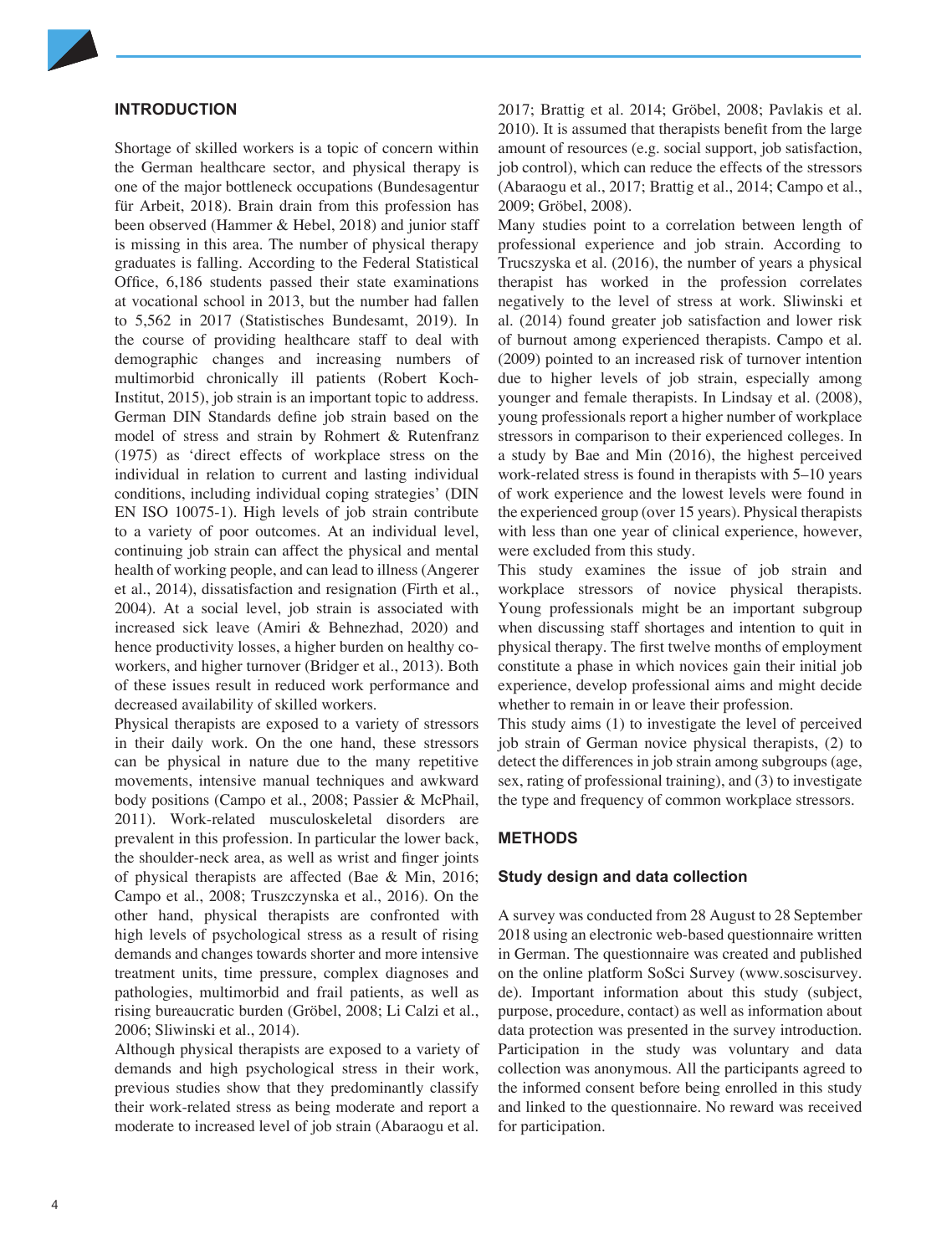## INTRODUCTION

Shortage of skilled workers is a topic of concern within the German healthcare sector, and physical therapy is one of the major bottleneck occupations (Bundesagentur für Arbeit, 2018). Brain drain from this profession has been observed (Hammer & Hebel, 2018) and junior staff is missing in this area. The number of physical therapy graduates is falling. According to the Federal Statistical Office, 6,186 students passed their state examinations at vocational school in 2013, but the number had fallen to 5,562 in 2017 (Statistisches Bundesamt, 2019). In the course of providing healthcare staff to deal with demographic changes and increasing numbers of multimorbid chronically ill patients (Robert Koch-Institut, 2015), job strain is an important topic to address. German DIN Standards define job strain based on the model of stress and strain by Rohmert & Rutenfranz (1975) as 'direct effects of workplace stress on the individual in relation to current and lasting individual conditions, including individual coping strategies' (DIN EN ISO 10075-1). High levels of job strain contribute to a variety of poor outcomes. At an individual level, continuing job strain can affect the physical and mental health of working people, and can lead to illness (Angerer et al., 2014), dissatisfaction and resignation (Firth et al., 2004). At a social level, job strain is associated with increased sick leave (Amiri & Behnezhad, 2020) and hence productivity losses, a higher burden on healthy co-workers, and higher turnover (Bridger et al., 2013). Both of these issues result in reduced work performance and decreased availability of skilled workers.

Physical therapists are exposed to a variety of stressors in their daily work. On the one hand, these stressors can be physical in nature due to the many repetitive movements, intensive manual techniques and awkward body positions (Campo et al., 2008; Passier & McPhail, 2011). Work-related musculoskeletal disorders are prevalent in this profession. In particular the lower back, the shoulder-neck area, as well as wrist and finger joints of physical therapists are affected (Bae & Min, 2016; Campo et al., 2008; Truszczynska et al., 2016). On the other hand, physical therapists are confronted with high levels of psychological stress as a result of rising demands and changes towards shorter and more intensive treatment units, time pressure, complex diagnoses and pathologies, multimorbid and frail patients, as well as rising bureaucratic burden (Gröbel, 2008; Li Calzi et al., 2006; Sliwinski et al., 2014).

Although physical therapists are exposed to a variety of demands and high psychological stress in their work, previous studies show that they predominantly classify their work-related stress as being moderate and report a moderate to increased level of job strain (Abaraogu et al. 2017; Brattig et al. 2014; Gröbel, 2008; Pavlakis et al. 2010). It is assumed that therapists benefit from the large amount of resources (e.g. social support, job satisfaction, job control), which can reduce the effects of the stressors (Abaraogu et al., 2017; Brattig et al., 2014; Campo et al., 2009; Gröbel, 2008).

Many studies point to a correlation between length of professional experience and job strain. According to Trucszyska et al. (2016), the number of years a physical therapist has worked in the profession correlates negatively to the level of stress at work. Sliwinski et al. (2014) found greater job satisfaction and lower risk of burnout among experienced therapists. Campo et al. (2009) pointed to an increased risk of turnover intention due to higher levels of job strain, especially among younger and female therapists. In Lindsay et al. (2008), young professionals report a higher number of workplace stressors in comparison to their experienced colleges. In a study by Bae and Min (2016), the highest perceived work-related stress is found in therapists with 5–10 years of work experience and the lowest levels were found in the experienced group (over 15 years). Physical therapists with less than one year of clinical experience, however, were excluded from this study.

This study examines the issue of job strain and workplace stressors of novice physical therapists. Young professionals might be an important subgroup when discussing staff shortages and intention to quit in physical therapy. The first twelve months of employment constitute a phase in which novices gain their initial job experience, develop professional aims and might decide whether to remain in or leave their profession.

This study aims (1) to investigate the level of perceived job strain of German novice physical therapists, (2) to detect the differences in job strain among subgroups (age, sex, rating of professional training), and (3) to investigate the type and frequency of common workplace stressors.

## METHODS

### Study design and data collection

A survey was conducted from 28 August to 28 September 2018 using an electronic web-based questionnaire written in German. The questionnaire was created and published on the online platform SoSci Survey (www.soscisurvey.de). Important information about this study (subject, purpose, procedure, contact) as well as information about data protection was presented in the survey introduction. Participation in the study was voluntary and data collection was anonymous. All the participants agreed to the informed consent before being enrolled in this study and linked to the questionnaire. No reward was received for participation.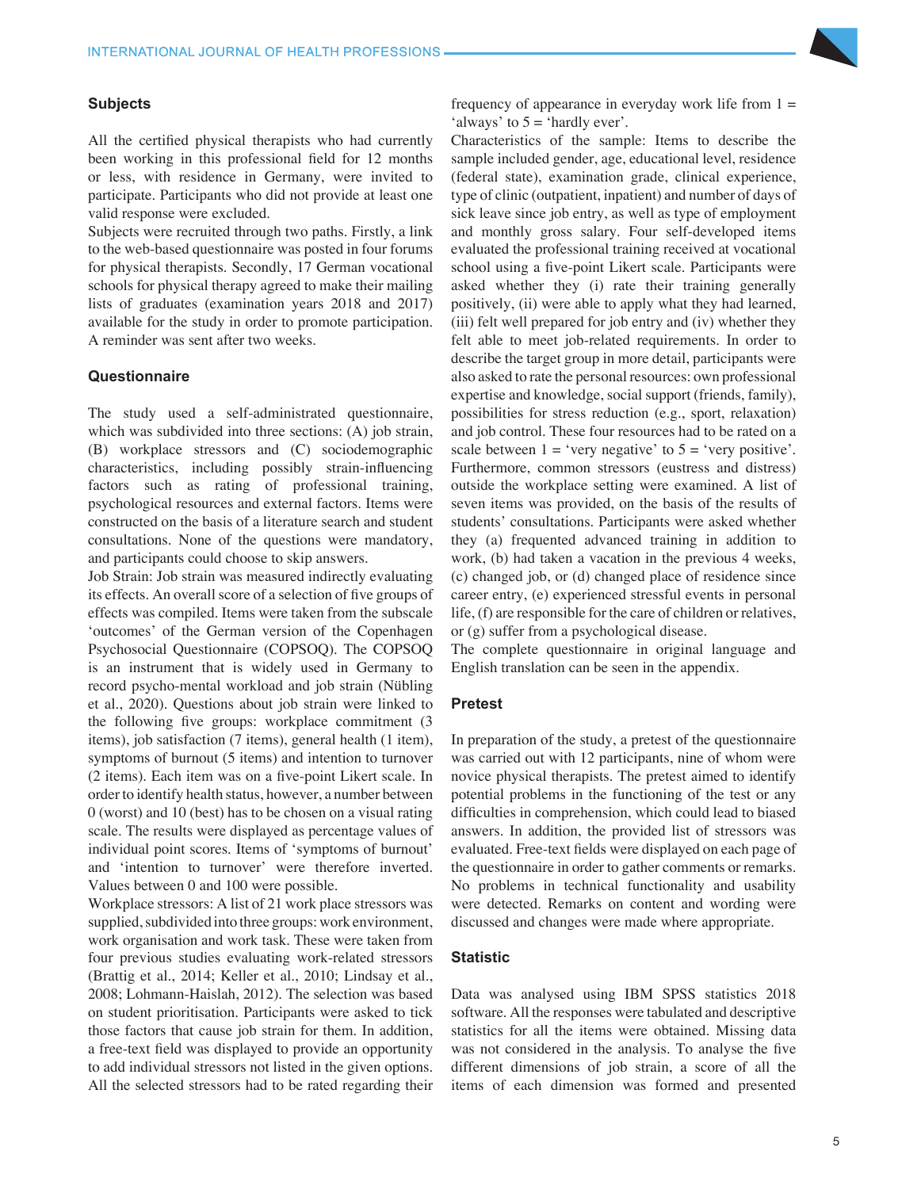### Subjects

All the certified physical therapists who had currently been working in this professional field for 12 months or less, with residence in Germany, were invited to participate. Participants who did not provide at least one valid response were excluded.

Subjects were recruited through two paths. Firstly, a link to the web-based questionnaire was posted in four forums for physical therapists. Secondly, 17 German vocational schools for physical therapy agreed to make their mailing lists of graduates (examination years 2018 and 2017) available for the study in order to promote participation. A reminder was sent after two weeks.

### Questionnaire

The study used a self-administrated questionnaire, which was subdivided into three sections: (A) job strain, (B) workplace stressors and (C) sociodemographic characteristics, including possibly strain-influencing factors such as rating of professional training, psychological resources and external factors. Items were constructed on the basis of a literature search and student consultations. None of the questions were mandatory, and participants could choose to skip answers.

Job Strain: Job strain was measured indirectly evaluating its effects. An overall score of a selection of five groups of effects was compiled. Items were taken from the subscale 'outcomes' of the German version of the Copenhagen Psychosocial Questionnaire (COPSOQ). The COPSOQ is an instrument that is widely used in Germany to record psycho-mental workload and job strain (Nübling et al., 2020). Questions about job strain were linked to the following five groups: workplace commitment (3 items), job satisfaction (7 items), general health (1 item), symptoms of burnout (5 items) and intention to turnover (2 items). Each item was on a five-point Likert scale. In order to identify health status, however, a number between 0 (worst) and 10 (best) has to be chosen on a visual rating scale. The results were displayed as percentage values of individual point scores. Items of 'symptoms of burnout' and 'intention to turnover' were therefore inverted. Values between 0 and 100 were possible.

Workplace stressors: A list of 21 work place stressors was supplied, subdivided into three groups: work environment, work organisation and work task. These were taken from four previous studies evaluating work-related stressors (Brattig et al., 2014; Keller et al., 2010; Lindsay et al., 2008; Lohmann-Haislah, 2012). The selection was based on student prioritisation. Participants were asked to tick those factors that cause job strain for them. In addition, a free-text field was displayed to provide an opportunity to add individual stressors not listed in the given options. All the selected stressors had to be rated regarding their frequency of appearance in everyday work life from 1 = 'always' to 5 = 'hardly ever'.

Characteristics of the sample: Items to describe the sample included gender, age, educational level, residence (federal state), examination grade, clinical experience, type of clinic (outpatient, inpatient) and number of days of sick leave since job entry, as well as type of employment and monthly gross salary. Four self-developed items evaluated the professional training received at vocational school using a five-point Likert scale. Participants were asked whether they (i) rate their training generally positively, (ii) were able to apply what they had learned, (iii) felt well prepared for job entry and (iv) whether they felt able to meet job-related requirements. In order to describe the target group in more detail, participants were also asked to rate the personal resources: own professional expertise and knowledge, social support (friends, family), possibilities for stress reduction (e.g., sport, relaxation) and job control. These four resources had to be rated on a scale between 1 = 'very negative' to 5 = 'very positive'. Furthermore, common stressors (eustress and distress) outside the workplace setting were examined. A list of seven items was provided, on the basis of the results of students' consultations. Participants were asked whether they (a) frequented advanced training in addition to work, (b) had taken a vacation in the previous 4 weeks, (c) changed job, or (d) changed place of residence since career entry, (e) experienced stressful events in personal life, (f) are responsible for the care of children or relatives, or (g) suffer from a psychological disease.

The complete questionnaire in original language and English translation can be seen in the appendix.

### Pretest

In preparation of the study, a pretest of the questionnaire was carried out with 12 participants, nine of whom were novice physical therapists. The pretest aimed to identify potential problems in the functioning of the test or any difficulties in comprehension, which could lead to biased answers. In addition, the provided list of stressors was evaluated. Free-text fields were displayed on each page of the questionnaire in order to gather comments or remarks. No problems in technical functionality and usability were detected. Remarks on content and wording were discussed and changes were made where appropriate.

### Statistic

Data was analysed using IBM SPSS statistics 2018 software. All the responses were tabulated and descriptive statistics for all the items were obtained. Missing data was not considered in the analysis. To analyse the five different dimensions of job strain, a score of all the items of each dimension was formed and presented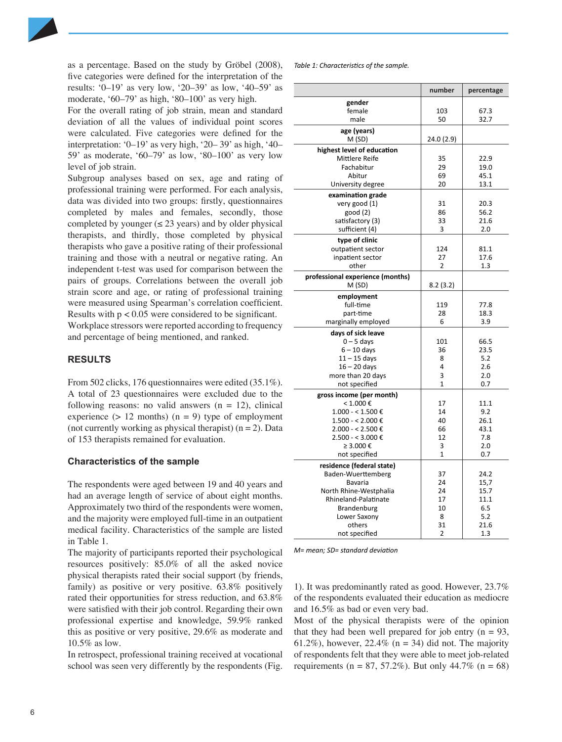as a percentage. Based on the study by Gröbel (2008), five categories were defined for the interpretation of the results: '0–19' as very low, '20–39' as low, '40–59' as moderate, '60–79' as high, '80–100' as very high.

For the overall rating of job strain, mean and standard deviation of all the values of individual point scores were calculated. Five categories were defined for the interpretation: '0–19' as very high, '20– 39' as high, '40–59' as moderate, '60–79' as low, '80–100' as very low level of job strain.

Subgroup analyses based on sex, age and rating of professional training were performed. For each analysis, data was divided into two groups: firstly, questionnaires completed by males and females, secondly, those completed by younger (≤ 23 years) and by older physical therapists, and thirdly, those completed by physical therapists who gave a positive rating of their professional training and those with a neutral or negative rating. An independent t-test was used for comparison between the pairs of groups. Correlations between the overall job strain score and age, or rating of professional training were measured using Spearman's correlation coefficient. Results with $p < 0.05$ were considered to be significant.

Workplace stressors were reported according to frequency and percentage of being mentioned, and ranked.

## RESULTS

From 502 clicks, 176 questionnaires were edited (35.1%). A total of 23 questionnaires were excluded due to the following reasons: no valid answers (n = 12), clinical experience (> 12 months) (n = 9) type of employment (not currently working as physical therapist) (n = 2). Data of 153 therapists remained for evaluation.

### Characteristics of the sample

The respondents were aged between 19 and 40 years and had an average length of service of about eight months. Approximately two third of the respondents were women, and the majority were employed full-time in an outpatient medical facility. Characteristics of the sample are listed in Table 1.

*Table 1: Characteristics of the sample.*

| | number | percentage |
|---|---|---|
| **gender** | | |
| female | 103 | 67.3 |
| male | 50 | 32.7 |
| **age (years)** | | |
| M (SD) | 24.0 (2.9) | |
| **highest level of education** | | |
| Mittlere Reife | 35 | 22.9 |
| Fachabitur | 29 | 19.0 |
| Abitur | 69 | 45.1 |
| University degree | 20 | 13.1 |
| **examination grade** | | |
| very good (1) | 31 | 20.3 |
| good (2) | 86 | 56.2 |
| satisfactory (3) | 33 | 21.6 |
| sufficient (4) | 3 | 2.0 |
| **type of clinic** | | |
| outpatient sector | 124 | 81.1 |
| inpatient sector | 27 | 17.6 |
| other | 2 | 1.3 |
| **professional experience (months)** | | |
| M (SD) | 8.2 (3.2) | |
| **employment** | | |
| full-time | 119 | 77.8 |
| part-time | 28 | 18.3 |
| marginally employed | 6 | 3.9 |
| **days of sick leave** | | |
| 0 – 5 days | 101 | 66.5 |
| 6 – 10 days | 36 | 23.5 |
| 11 – 15 days | 8 | 5.2 |
| 16 – 20 days | 4 | 2.6 |
| more than 20 days | 3 | 2.0 |
| not specified | 1 | 0.7 |
| **gross income (per month)** | | |
| < 1.000 € | 17 | 11.1 |
| 1.000 - < 1.500 € | 14 | 9.2 |
| 1.500 - < 2.000 € | 40 | 26.1 |
| 2.000 - < 2.500 € | 66 | 43.1 |
| 2.500 - < 3.000 € | 12 | 7.8 |
| ≥ 3.000 € | 3 | 2.0 |
| not specified | 1 | 0.7 |
| **residence (federal state)** | | |
| Baden-Wuerttemberg | 37 | 24.2 |
| Bavaria | 24 | 15,7 |
| North Rhine-Westphalia | 24 | 15.7 |
| Rhineland-Palatinate | 17 | 11.1 |
| Brandenburg | 10 | 6.5 |
| Lower Saxony | 8 | 5.2 |
| others | 31 | 21.6 |
| not specified | 2 | 1.3 |

*M= mean; SD= standard deviation*

The majority of participants reported their psychological resources positively: 85.0% of all the asked novice physical therapists rated their social support (by friends, family) as positive or very positive. 63.8% positively rated their opportunities for stress reduction, and 63.8% were satisfied with their job control. Regarding their own professional expertise and knowledge, 59.9% ranked this as positive or very positive, 29.6% as moderate and 10.5% as low.

In retrospect, professional training received at vocational school was seen very differently by the respondents (Fig. 1). It was predominantly rated as good. However, 23.7% of the respondents evaluated their education as mediocre and 16.5% as bad or even very bad.

Most of the physical therapists were of the opinion that they had been well prepared for job entry (n = 93, 61.2%), however, 22.4% (n = 34) did not. The majority of respondents felt that they were able to meet job-related requirements (n = 87, 57.2%). But only 44.7% (n = 68)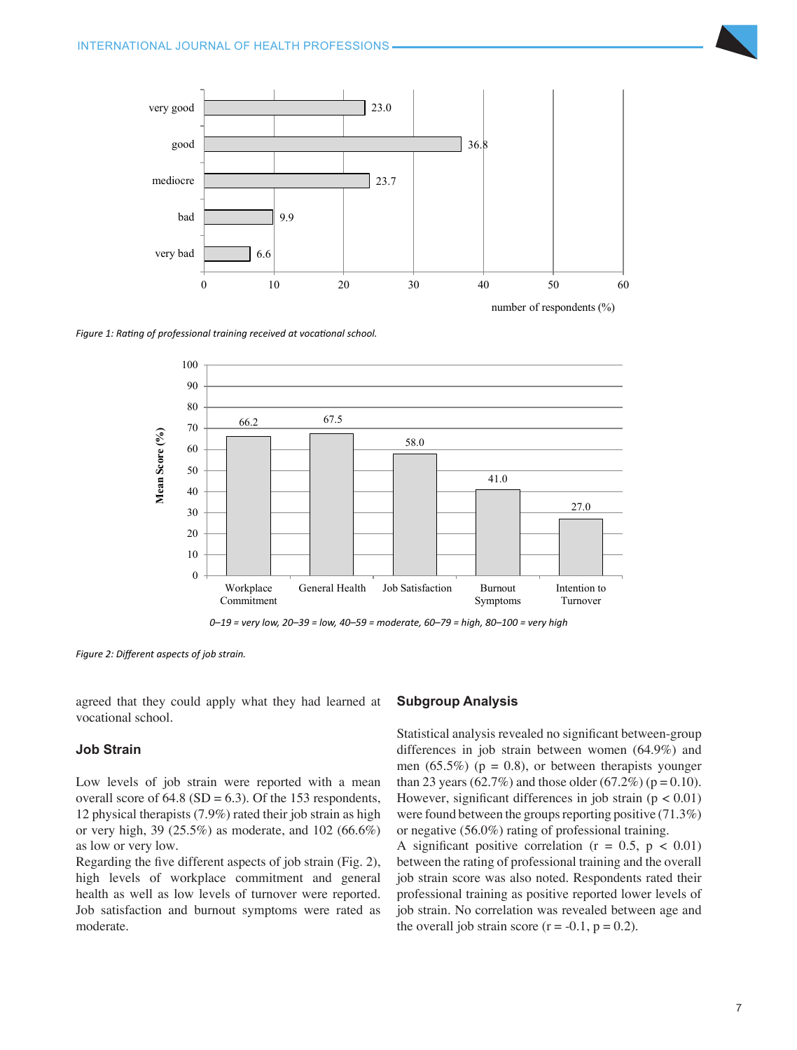Figure 1: Rating of professional training received at vocational school.

0–19 = very low, 20–39 = low, 40–59 = moderate, 60–79 = high, 80–100 = very high

Figure 2: Different aspects of job strain.

agreed that they could apply what they had learned at vocational school.

### Job Strain

Low levels of job strain were reported with a mean overall score of 64.8 (SD = 6.3). Of the 153 respondents, 12 physical therapists (7.9%) rated their job strain as high or very high, 39 (25.5%) as moderate, and 102 (66.6%) as low or very low.

Regarding the five different aspects of job strain (Fig. 2), high levels of workplace commitment and general health as well as low levels of turnover were reported. Job satisfaction and burnout symptoms were rated as moderate.

### Subgroup Analysis

Statistical analysis revealed no significant between-group differences in job strain between women (64.9%) and men (65.5%) ($p = 0.8$), or between therapists younger than 23 years (62.7%) and those older (67.2%) ($p = 0.10$). However, significant differences in job strain ($p < 0.01$) were found between the groups reporting positive (71.3%) or negative (56.0%) rating of professional training.

A significant positive correlation ($r = 0.5$, $p < 0.01$) between the rating of professional training and the overall job strain score was also noted. Respondents rated their professional training as positive reported lower levels of job strain. No correlation was revealed between age and the overall job strain score ($r = -0.1$, $p = 0.2$).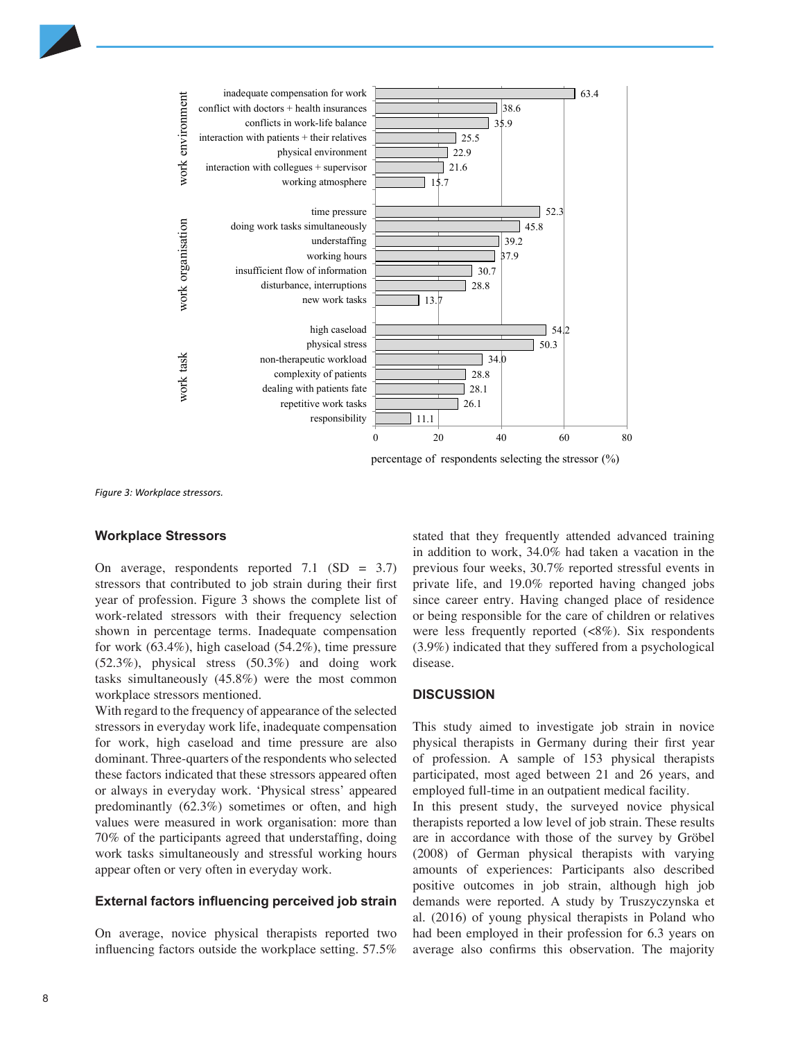| Category | Stressor | Percentage of respondents selecting the stressor (%) |
|---|---|---|
| work environment | inadequate compensation for work | 63.4 |
| work environment | conflict with doctors + health insurances | 38.6 |
| work environment | conflicts in work-life balance | 35.9 |
| work environment | interaction with patients + their relatives | 25.5 |
| work environment | physical environment | 22.9 |
| work environment | interaction with collegues + supervisor | 21.6 |
| work environment | working atmosphere | 15.7 |
| work organisation | time pressure | 52.3 |
| work organisation | doing work tasks simultaneously | 45.8 |
| work organisation | understaffing | 39.2 |
| work organisation | working hours | 37.9 |
| work organisation | insufficient flow of information | 30.7 |
| work organisation | disturbance, interruptions | 28.8 |
| work organisation | new work tasks | 13.7 |
| work task | high caseload | 54.2 |
| work task | physical stress | 50.3 |
| work task | non-therapeutic workload | 34.0 |
| work task | complexity of patients | 28.8 |
| work task | dealing with patients fate | 28.1 |
| work task | repetitive work tasks | 26.1 |
| work task | responsibility | 11.1 |

*Figure 3: Workplace stressors.*

### Workplace Stressors

On average, respondents reported 7.1 (SD = 3.7) stressors that contributed to job strain during their first year of profession. Figure 3 shows the complete list of work-related stressors with their frequency selection shown in percentage terms. Inadequate compensation for work (63.4%), high caseload (54.2%), time pressure (52.3%), physical stress (50.3%) and doing work tasks simultaneously (45.8%) were the most common workplace stressors mentioned.

With regard to the frequency of appearance of the selected stressors in everyday work life, inadequate compensation for work, high caseload and time pressure are also dominant. Three-quarters of the respondents who selected these factors indicated that these stressors appeared often or always in everyday work. 'Physical stress' appeared predominantly (62.3%) sometimes or often, and high values were measured in work organisation: more than 70% of the participants agreed that understaffing, doing work tasks simultaneously and stressful working hours appear often or very often in everyday work.

### External factors influencing perceived job strain

On average, novice physical therapists reported two influencing factors outside the workplace setting. 57.5% stated that they frequently attended advanced training in addition to work, 34.0% had taken a vacation in the previous four weeks, 30.7% reported stressful events in private life, and 19.0% reported having changed jobs since career entry. Having changed place of residence or being responsible for the care of children or relatives were less frequently reported (<8%). Six respondents (3.9%) indicated that they suffered from a psychological disease.

## DISCUSSION

This study aimed to investigate job strain in novice physical therapists in Germany during their first year of profession. A sample of 153 physical therapists participated, most aged between 21 and 26 years, and employed full-time in an outpatient medical facility.

In this present study, the surveyed novice physical therapists reported a low level of job strain. These results are in accordance with those of the survey by Gröbel (2008) of German physical therapists with varying amounts of experiences: Participants also described positive outcomes in job strain, although high job demands were reported. A study by Truszczynska et al. (2016) of young physical therapists in Poland who had been employed in their profession for 6.3 years on average also confirms this observation. The majority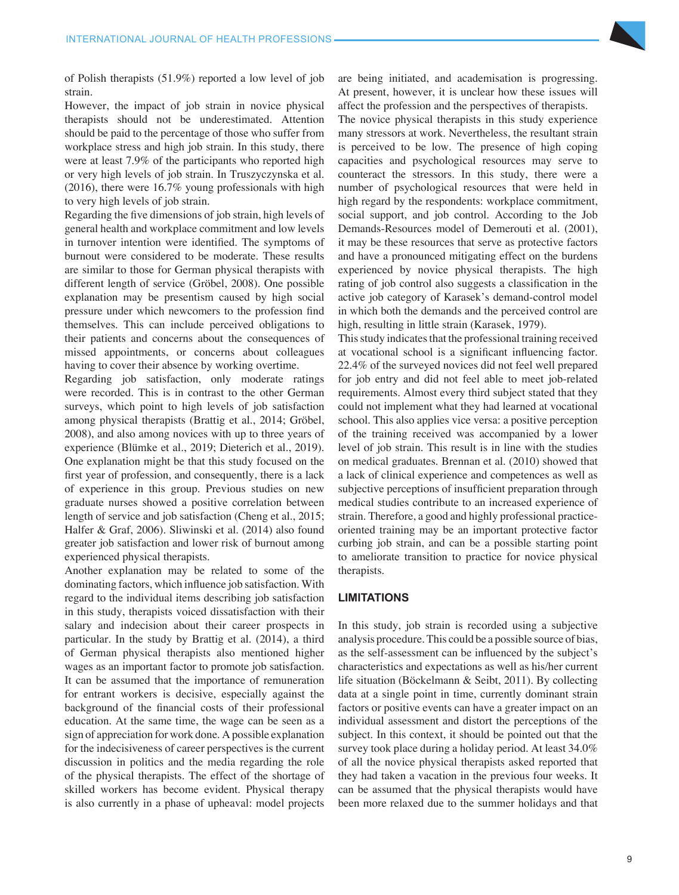of Polish therapists (51.9%) reported a low level of job strain.

However, the impact of job strain in novice physical therapists should not be underestimated. Attention should be paid to the percentage of those who suffer from workplace stress and high job strain. In this study, there were at least 7.9% of the participants who reported high or very high levels of job strain. In Truszczynska et al. (2016), there were 16.7% young professionals with high to very high levels of job strain.

Regarding the five dimensions of job strain, high levels of general health and workplace commitment and low levels in turnover intention were identified. The symptoms of burnout were considered to be moderate. These results are similar to those for German physical therapists with different length of service (Gröbel, 2008). One possible explanation may be presentism caused by high social pressure under which newcomers to the profession find themselves. This can include perceived obligations to their patients and concerns about the consequences of missed appointments, or concerns about colleagues having to cover their absence by working overtime.

Regarding job satisfaction, only moderate ratings were recorded. This is in contrast to the other German surveys, which point to high levels of job satisfaction among physical therapists (Brattig et al., 2014; Gröbel, 2008), and also among novices with up to three years of experience (Blümke et al., 2019; Dieterich et al., 2019). One explanation might be that this study focused on the first year of profession, and consequently, there is a lack of experience in this group. Previous studies on new graduate nurses showed a positive correlation between length of service and job satisfaction (Cheng et al., 2015; Halfer & Graf, 2006). Sliwinski et al. (2014) also found greater job satisfaction and lower risk of burnout among experienced physical therapists.

Another explanation may be related to some of the dominating factors, which influence job satisfaction. With regard to the individual items describing job satisfaction in this study, therapists voiced dissatisfaction with their salary and indecision about their career prospects in particular. In the study by Brattig et al. (2014), a third of German physical therapists also mentioned higher wages as an important factor to promote job satisfaction. It can be assumed that the importance of remuneration for entrant workers is decisive, especially against the background of the financial costs of their professional education. At the same time, the wage can be seen as a sign of appreciation for work done. A possible explanation for the indecisiveness of career perspectives is the current discussion in politics and the media regarding the role of the physical therapists. The effect of the shortage of skilled workers has become evident. Physical therapy is also currently in a phase of upheaval: model projects are being initiated, and academisation is progressing. At present, however, it is unclear how these issues will affect the profession and the perspectives of therapists.

The novice physical therapists in this study experience many stressors at work. Nevertheless, the resultant strain is perceived to be low. The presence of high coping capacities and psychological resources may serve to counteract the stressors. In this study, there were a number of psychological resources that were held in high regard by the respondents: workplace commitment, social support, and job control. According to the Job Demands-Resources model of Demerouti et al. (2001), it may be these resources that serve as protective factors and have a pronounced mitigating effect on the burdens experienced by novice physical therapists. The high rating of job control also suggests a classification in the active job category of Karasek's demand-control model in which both the demands and the perceived control are high, resulting in little strain (Karasek, 1979).

This study indicates that the professional training received at vocational school is a significant influencing factor. 22.4% of the surveyed novices did not feel well prepared for job entry and did not feel able to meet job-related requirements. Almost every third subject stated that they could not implement what they had learned at vocational school. This also applies vice versa: a positive perception of the training received was accompanied by a lower level of job strain. This result is in line with the studies on medical graduates. Brennan et al. (2010) showed that a lack of clinical experience and competences as well as subjective perceptions of insufficient preparation through medical studies contribute to an increased experience of strain. Therefore, a good and highly professional practice-oriented training may be an important protective factor curbing job strain, and can be a possible starting point to ameliorate transition to practice for novice physical therapists.

## LIMITATIONS

In this study, job strain is recorded using a subjective analysis procedure. This could be a possible source of bias, as the self-assessment can be influenced by the subject's characteristics and expectations as well as his/her current life situation (Böckelmann & Seibt, 2011). By collecting data at a single point in time, currently dominant strain factors or positive events can have a greater impact on an individual assessment and distort the perceptions of the subject. In this context, it should be pointed out that the survey took place during a holiday period. At least 34.0% of all the novice physical therapists asked reported that they had taken a vacation in the previous four weeks. It can be assumed that the physical therapists would have been more relaxed due to the summer holidays and that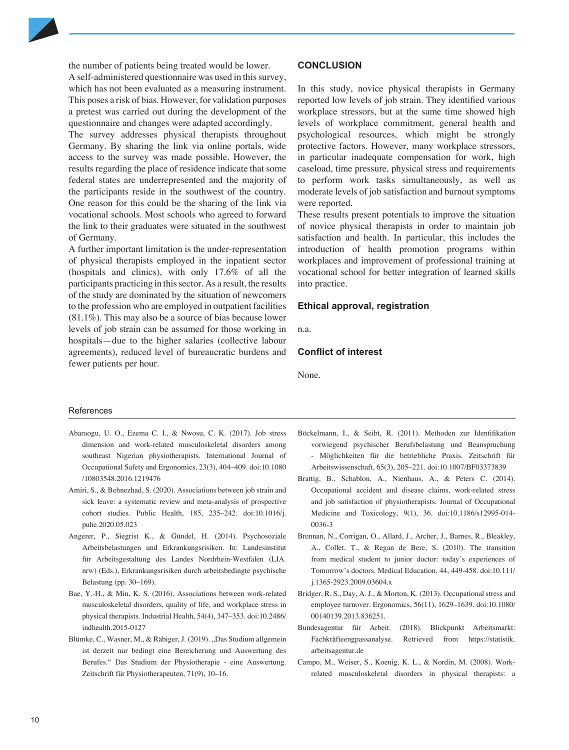the number of patients being treated would be lower.

A self-administered questionnaire was used in this survey, which has not been evaluated as a measuring instrument. This poses a risk of bias. However, for validation purposes a pretest was carried out during the development of the questionnaire and changes were adapted accordingly.

The survey addresses physical therapists throughout Germany. By sharing the link via online portals, wide access to the survey was made possible. However, the results regarding the place of residence indicate that some federal states are underrepresented and the majority of the participants reside in the southwest of the country. One reason for this could be the sharing of the link via vocational schools. Most schools who agreed to forward the link to their graduates were situated in the southwest of Germany.

A further important limitation is the under-representation of physical therapists employed in the inpatient sector (hospitals and clinics), with only 17.6% of all the participants practicing in this sector. As a result, the results of the study are dominated by the situation of newcomers to the profession who are employed in outpatient facilities (81.1%). This may also be a source of bias because lower levels of job strain can be assumed for those working in hospitals—due to the higher salaries (collective labour agreements), reduced level of bureaucratic burdens and fewer patients per hour.

## CONCLUSION

In this study, novice physical therapists in Germany reported low levels of job strain. They identified various workplace stressors, but at the same time showed high levels of workplace commitment, general health and psychological resources, which might be strongly protective factors. However, many workplace stressors, in particular inadequate compensation for work, high caseload, time pressure, physical stress and requirements to perform work tasks simultaneously, as well as moderate levels of job satisfaction and burnout symptoms were reported.

These results present potentials to improve the situation of novice physical therapists in order to maintain job satisfaction and health. In particular, this includes the introduction of health promotion programs within workplaces and improvement of professional training at vocational school for better integration of learned skills into practice.

### Ethical approval, registration

n.a.

### Conflict of interest

None.

## References

Abaraogu, U. O., Ezema C. I., & Nwosu, C. K. (2017). Job stress dimension and work-related musculoskeletal disorders among southeast Nigerian physiotherapists. International Journal of Occupational Safety and Ergonomics, 23(3), 404–409. doi:10.1080/10803548.2016.1219476

Amiri, S., & Behnezhad, S. (2020). Associations between job strain and sick leave: a systematic review and meta-analysis of prospective cohort studies. Public Health, 185, 235–242. doi:10.1016/j.puhe.2020.05.023

Angerer, P., Siegrist K., & Gündel, H. (2014). Psychosoziale Arbeitsbelastungen und Erkrankungsrisiken. In: Landesinstitut für Arbeitsgestaltung des Landes Nordrhein-Westfalen (LIA.nrw) (Eds.), Erkrankungsrisiken durch arbeitsbedingte psychische Belastung (pp. 30–169).

Bae, Y.-H., & Min, K. S. (2016). Associations between work-related musculoskeletal disorders, quality of life, and workplace stress in physical therapists. Industrial Health, 54(4), 347–353. doi:10.2486/indhealth.2015-0127

Blümke, C., Wasner, M., & Räbiger, J. (2019). „Das Studium allgemein ist derzeit nur bedingt eine Bereicherung und Auswertung des Berufes." Das Studium der Physiotherapie - eine Auswertung. Zeitschrift für Physiotherapeuten, 71(9), 10–16.

Böckelmann, I., & Seibt, R. (2011). Methoden zur Identifikation vorwiegend psychischer Berufsbelastung und Beanspruchung - Möglichkeiten für die betriebliche Praxis. Zeitschrift für Arbeitswissenschaft, 65(3), 205–221. doi:10.1007/BF03373839

Brattig, B., Schablon, A., Nienhaus, A., & Peters C. (2014). Occupational accident and disease claims, work-related stress and job satisfaction of physiotherapists. Journal of Occupational Medicine and Toxicology, 9(1), 36. doi:10.1186/s12995-014-0036-3

Brennan, N., Corrigan, O., Allard, J., Archer, J., Barnes, R., Bleakley, A., Collet, T., & Regan de Bere, S. (2010). The transition from medical student to junior doctor: today's experiences of Tomorrow's doctors. Medical Education, 44, 449-458. doi:10.111/j.1365-2923.2009.03604.x

Bridger, R. S., Day, A. J., & Morton, K. (2013). Occupational stress and employee turnover. Ergonomics, 56(11), 1629–1639. doi:10.1080/00140139.2013.836251.

Bundesagentur für Arbeit. (2018). Blickpunkt Arbeitsmarkt: Fachkräfteengpassanalyse. Retrieved from https://statistik.arbeitsagentur.de

Campo, M., Weiser, S., Koenig, K. L., & Nordin, M. (2008). Work-related musculoskeletal disorders in physical therapists: a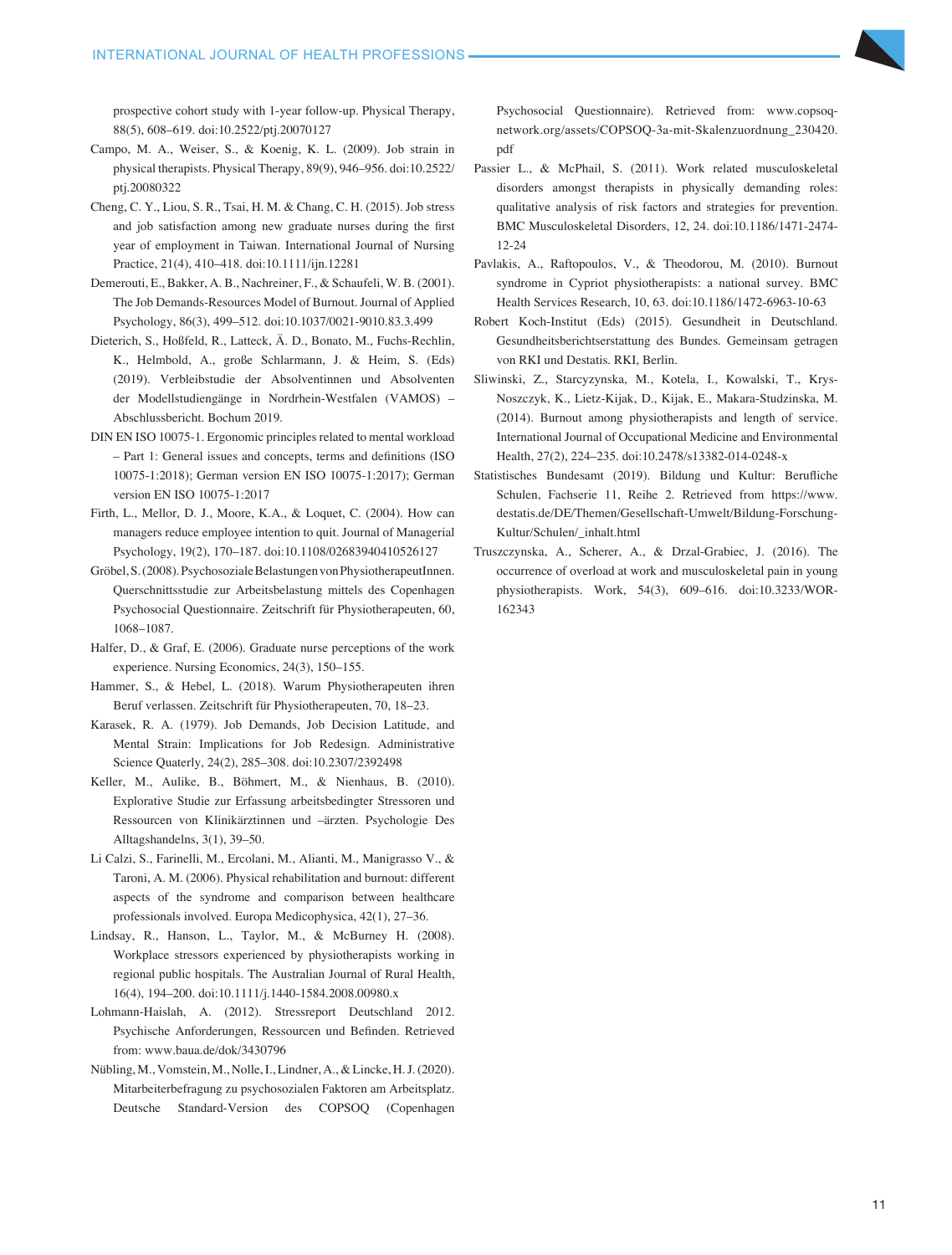prospective cohort study with 1-year follow-up. Physical Therapy, 88(5), 608–619. doi:10.2522/ptj.20070127

Campo, M. A., Weiser, S., & Koenig, K. L. (2009). Job strain in physical therapists. Physical Therapy, 89(9), 946–956. doi:10.2522/ptj.20080322

Cheng, C. Y., Liou, S. R., Tsai, H. M. & Chang, C. H. (2015). Job stress and job satisfaction among new graduate nurses during the first year of employment in Taiwan. International Journal of Nursing Practice, 21(4), 410–418. doi:10.1111/ijn.12281

Demerouti, E., Bakker, A. B., Nachreiner, F., & Schaufeli, W. B. (2001). The Job Demands-Resources Model of Burnout. Journal of Applied Psychology, 86(3), 499–512. doi:10.1037/0021-9010.83.3.499

Dieterich, S., Hoßfeld, R., Latteck, Ä. D., Bonato, M., Fuchs-Rechlin, K., Helmbold, A., große Schlarmann, J. & Heim, S. (Eds) (2019). Verbleibstudie der Absolventinnen und Absolventen der Modellstudiengänge in Nordrhein-Westfalen (VAMOS) – Abschlussbericht. Bochum 2019.

DIN EN ISO 10075-1. Ergonomic principles related to mental workload – Part 1: General issues and concepts, terms and definitions (ISO 10075-1:2018); German version EN ISO 10075-1:2017); German version EN ISO 10075-1:2017

Firth, L., Mellor, D. J., Moore, K.A., & Loquet, C. (2004). How can managers reduce employee intention to quit. Journal of Managerial Psychology, 19(2), 170–187. doi:10.1108/02683940410526127

Gröbel, S. (2008). Psychosoziale Belastungen von PhysiotherapeutInnen. Querschnittsstudie zur Arbeitsbelastung mittels des Copenhagen Psychosocial Questionnaire. Zeitschrift für Physiotherapeuten, 60, 1068–1087.

Halfer, D., & Graf, E. (2006). Graduate nurse perceptions of the work experience. Nursing Economics, 24(3), 150–155.

Hammer, S., & Hebel, L. (2018). Warum Physiotherapeuten ihren Beruf verlassen. Zeitschrift für Physiotherapeuten, 70, 18–23.

Karasek, R. A. (1979). Job Demands, Job Decision Latitude, and Mental Strain: Implications for Job Redesign. Administrative Science Quaterly, 24(2), 285–308. doi:10.2307/2392498

Keller, M., Aulike, B., Böhmert, M., & Nienhaus, B. (2010). Explorative Studie zur Erfassung arbeitsbedingter Stressoren und Ressourcen von Klinikärztinnen und –ärzten. Psychologie Des Alltagshandelns, 3(1), 39–50.

Li Calzi, S., Farinelli, M., Ercolani, M., Alianti, M., Manigrasso V., & Taroni, A. M. (2006). Physical rehabilitation and burnout: different aspects of the syndrome and comparison between healthcare professionals involved. Europa Medicophysica, 42(1), 27–36.

Lindsay, R., Hanson, L., Taylor, M., & McBurney H. (2008). Workplace stressors experienced by physiotherapists working in regional public hospitals. The Australian Journal of Rural Health, 16(4), 194–200. doi:10.1111/j.1440-1584.2008.00980.x

Lohmann-Haislah, A. (2012). Stressreport Deutschland 2012. Psychische Anforderungen, Ressourcen und Befinden. Retrieved from: www.baua.de/dok/3430796

Nübling, M., Vomstein, M., Nolle, I., Lindner, A., & Lincke, H. J. (2020). Mitarbeiterbefragung zu psychosozialen Faktoren am Arbeitsplatz. Deutsche Standard-Version des COPSOQ (Copenhagen Psychosocial Questionnaire). Retrieved from: www.copsoq-network.org/assets/COPSOQ-3a-mit-Skalenzuordnung_230420.pdf

Passier L., & McPhail, S. (2011). Work related musculoskeletal disorders amongst therapists in physically demanding roles: qualitative analysis of risk factors and strategies for prevention. BMC Musculoskeletal Disorders, 12, 24. doi:10.1186/1471-2474-12-24

Pavlakis, A., Raftopoulos, V., & Theodorou, M. (2010). Burnout syndrome in Cypriot physiotherapists: a national survey. BMC Health Services Research, 10, 63. doi:10.1186/1472-6963-10-63

Robert Koch-Institut (Eds) (2015). Gesundheit in Deutschland. Gesundheitsberichtserstattung des Bundes. Gemeinsam getragen von RKI und Destatis. RKI, Berlin.

Sliwinski, Z., Starcyzynska, M., Kotela, I., Kowalski, T., Krys-Noszczyk, K., Lietz-Kijak, D., Kijak, E., Makara-Studzinska, M. (2014). Burnout among physiotherapists and length of service. International Journal of Occupational Medicine and Environmental Health, 27(2), 224–235. doi:10.2478/s13382-014-0248-x

Statistisches Bundesamt (2019). Bildung und Kultur: Berufliche Schulen, Fachserie 11, Reihe 2. Retrieved from https://www.destatis.de/DE/Themen/Gesellschaft-Umwelt/Bildung-Forschung-Kultur/Schulen/_inhalt.html

Truszczynska, A., Scherer, A., & Drzal-Grabiec, J. (2016). The occurrence of overload at work and musculoskeletal pain in young physiotherapists. Work, 54(3), 609–616. doi:10.3233/WOR-162343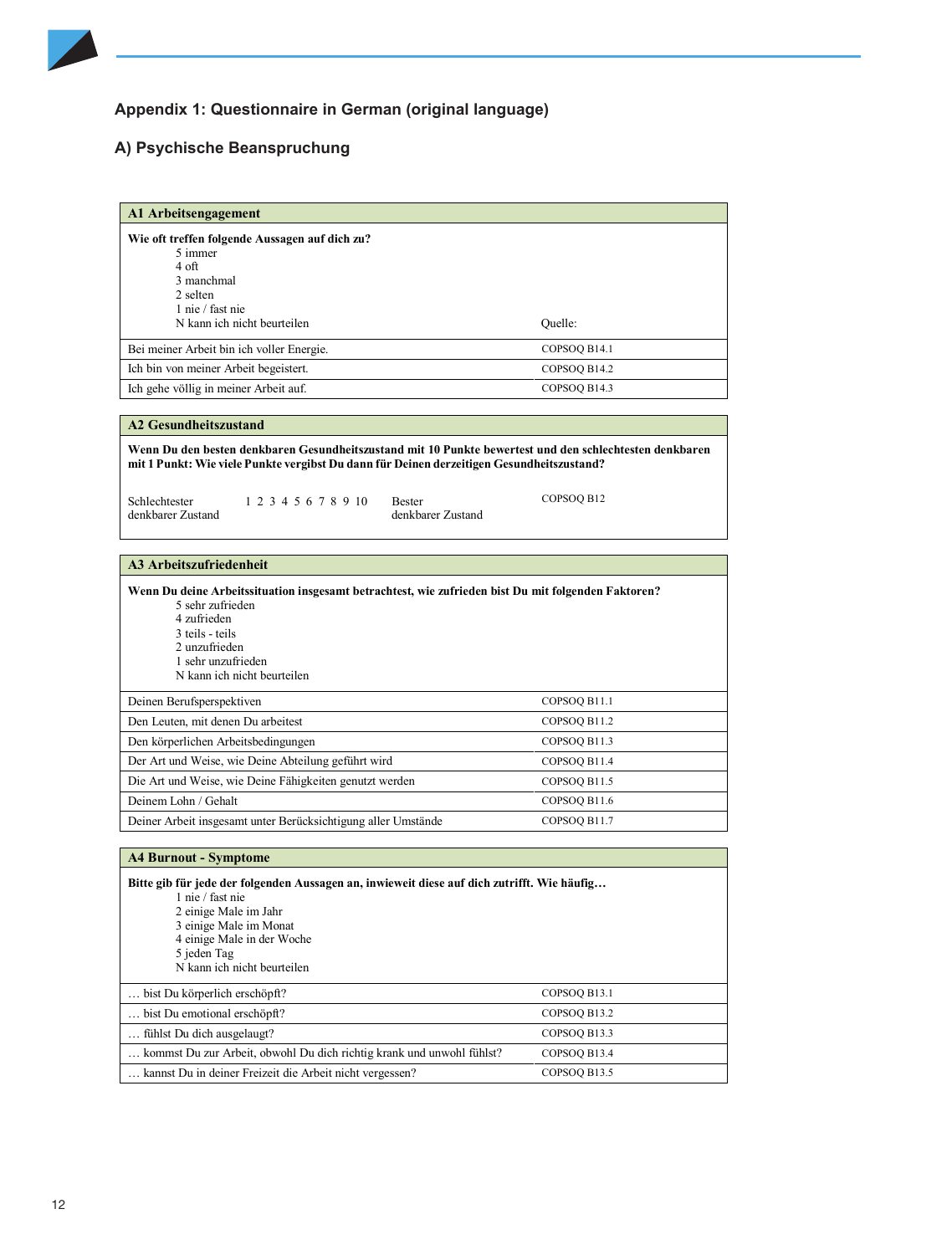## Appendix 1: Questionnaire in German (original language)

### A) Psychische Beanspruchung

| A1 Arbeitsengagement | |
|---|---|
| **Wie oft treffen folgende Aussagen auf dich zu?**<br>5 immer<br>4 oft<br>3 manchmal<br>2 selten<br>1 nie / fast nie<br>N kann ich nicht beurteilen | Quelle: |
| Bei meiner Arbeit bin ich voller Energie. | COPSOQ B14.1 |
| Ich bin von meiner Arbeit begeistert. | COPSOQ B14.2 |
| Ich gehe völlig in meiner Arbeit auf. | COPSOQ B14.3 |

| A2 Gesundheitszustand | |
|---|---|
| **Wenn Du den besten denkbaren Gesundheitszustand mit 10 Punkte bewertest und den schlechtesten denkbaren mit 1 Punkt: Wie viele Punkte vergibst Du dann für Deinen derzeitigen Gesundheitszustand?** | |
| Schlechtester denkbarer Zustand 1 2 3 4 5 6 7 8 9 10 Bester denkbarer Zustand | COPSOQ B12 |

| A3 Arbeitszufriedenheit | |
|---|---|
| **Wenn Du deine Arbeitssituation insgesamt betrachtest, wie zufrieden bist Du mit folgenden Faktoren?**<br>5 sehr zufrieden<br>4 zufrieden<br>3 teils - teils<br>2 unzufrieden<br>1 sehr unzufrieden<br>N kann ich nicht beurteilen | |
| Deinen Berufsperspektiven | COPSOQ B11.1 |
| Den Leuten, mit denen Du arbeitest | COPSOQ B11.2 |
| Den körperlichen Arbeitsbedingungen | COPSOQ B11.3 |
| Der Art und Weise, wie Deine Abteilung geführt wird | COPSOQ B11.4 |
| Die Art und Weise, wie Deine Fähigkeiten genutzt werden | COPSOQ B11.5 |
| Deinem Lohn / Gehalt | COPSOQ B11.6 |
| Deiner Arbeit insgesamt unter Berücksichtigung aller Umstände | COPSOQ B11.7 |

| A4 Burnout - Symptome | |
|---|---|
| **Bitte gib für jede der folgenden Aussagen an, inwieweit diese auf dich zutrifft. Wie häufig…**<br>1 nie / fast nie<br>2 einige Male im Jahr<br>3 einige Male im Monat<br>4 einige Male in der Woche<br>5 jeden Tag<br>N kann ich nicht beurteilen | |
| … bist Du körperlich erschöpft? | COPSOQ B13.1 |
| … bist Du emotional erschöpft? | COPSOQ B13.2 |
| … fühlst Du dich ausgelaugt? | COPSOQ B13.3 |
| … kommst Du zur Arbeit, obwohl Du dich richtig krank und unwohl fühlst? | COPSOQ B13.4 |
| … kannst Du in deiner Freizeit die Arbeit nicht vergessen? | COPSOQ B13.5 |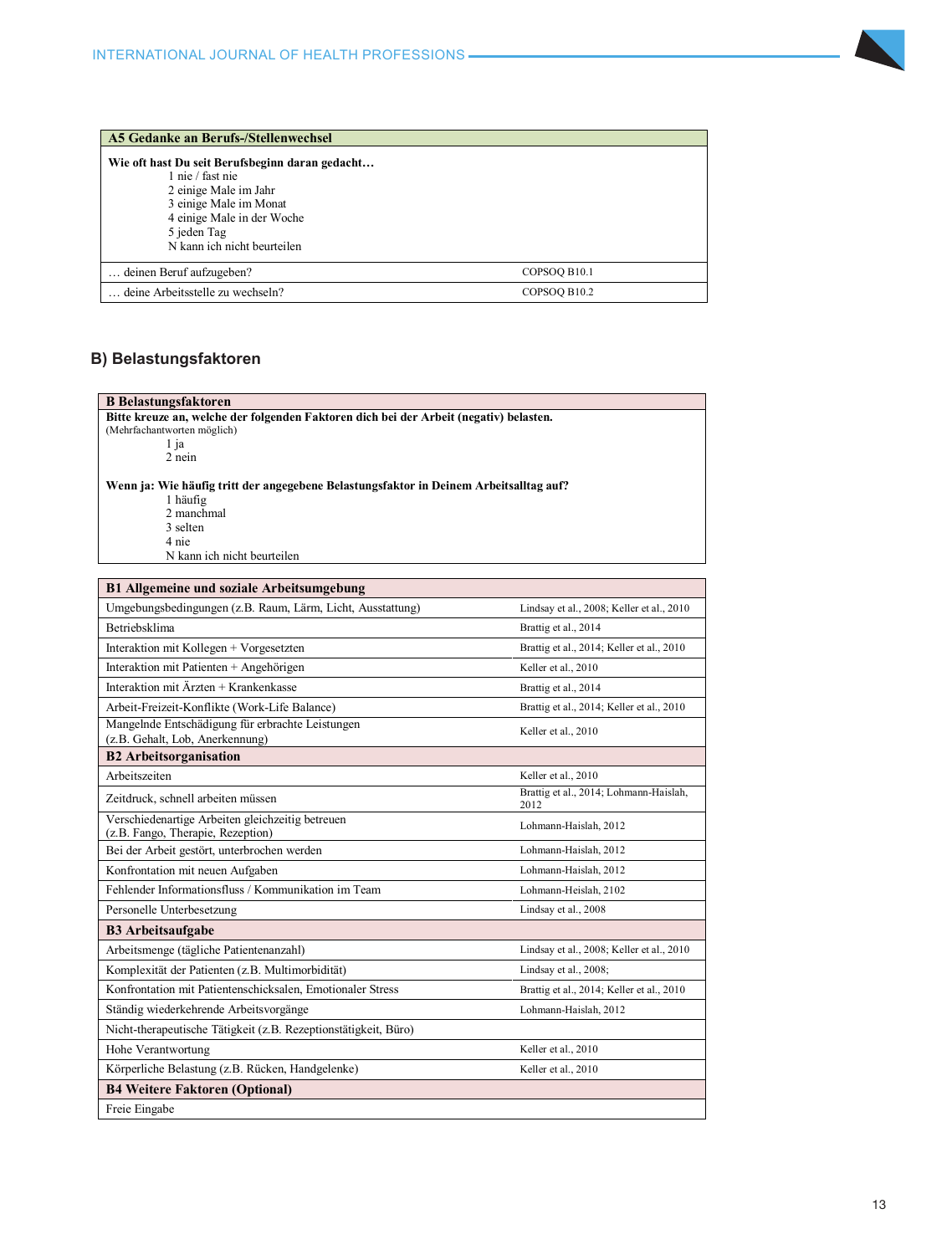| A5 Gedanke an Berufs-/Stellenwechsel | |
|---|---|
| **Wie oft hast Du seit Berufsbeginn daran gedacht…**<br>1 nie / fast nie<br>2 einige Male im Jahr<br>3 einige Male im Monat<br>4 einige Male in der Woche<br>5 jeden Tag<br>N kann ich nicht beurteilen | |
| … deinen Beruf aufzugeben? | COPSOQ B10.1 |
| … deine Arbeitsstelle zu wechseln? | COPSOQ B10.2 |

## B) Belastungsfaktoren

| B Belastungsfaktoren |
|---|
| **Bitte kreuze an, welche der folgenden Faktoren dich bei der Arbeit (negativ) belasten.**<br>(Mehrfachantworten möglich)<br>1 ja<br>2 nein<br><br>**Wenn ja: Wie häufig tritt der angegebene Belastungsfaktor in Deinem Arbeitsalltag auf?**<br>1 häufig<br>2 manchmal<br>3 selten<br>4 nie<br>N kann ich nicht beurteilen |

| B1 Allgemeine und soziale Arbeitsumgebung | |
|---|---|
| Umgebungsbedingungen (z.B. Raum, Lärm, Licht, Ausstattung) | Lindsay et al., 2008; Keller et al., 2010 |
| Betriebsklima | Brattig et al., 2014 |
| Interaktion mit Kollegen + Vorgesetzten | Brattig et al., 2014; Keller et al., 2010 |
| Interaktion mit Patienten + Angehörigen | Keller et al., 2010 |
| Interaktion mit Ärzten + Krankenkasse | Brattig et al., 2014 |
| Arbeit-Freizeit-Konflikte (Work-Life Balance) | Brattig et al., 2014; Keller et al., 2010 |
| Mangelnde Entschädigung für erbrachte Leistungen (z.B. Gehalt, Lob, Anerkennung) | Keller et al., 2010 |
| **B2 Arbeitsorganisation** | |
| Arbeitszeiten | Keller et al., 2010 |
| Zeitdruck, schnell arbeiten müssen | Brattig et al., 2014; Lohmann-Haislah, 2012 |
| Verschiedenartige Arbeiten gleichzeitig betreuen (z.B. Fango, Therapie, Rezeption) | Lohmann-Haislah, 2012 |
| Bei der Arbeit gestört, unterbrochen werden | Lohmann-Haislah, 2012 |
| Konfrontation mit neuen Aufgaben | Lohmann-Haislah, 2012 |
| Fehlender Informationsfluss / Kommunikation im Team | Lohmann-Heislah, 2102 |
| Personelle Unterbesetzung | Lindsay et al., 2008 |
| **B3 Arbeitsaufgabe** | |
| Arbeitsmenge (tägliche Patientenanzahl) | Lindsay et al., 2008; Keller et al., 2010 |
| Komplexität der Patienten (z.B. Multimorbidität) | Lindsay et al., 2008; |
| Konfrontation mit Patientenschicksalen, Emotionaler Stress | Brattig et al., 2014; Keller et al., 2010 |
| Ständig wiederkehrende Arbeitsvorgänge | Lohmann-Haislah, 2012 |
| Nicht-therapeutische Tätigkeit (z.B. Rezeptionstätigkeit, Büro) | |
| Hohe Verantwortung | Keller et al., 2010 |
| Körperliche Belastung (z.B. Rücken, Handgelenke) | Keller et al., 2010 |
| **B4 Weitere Faktoren (Optional)** | |
| Freie Eingabe | |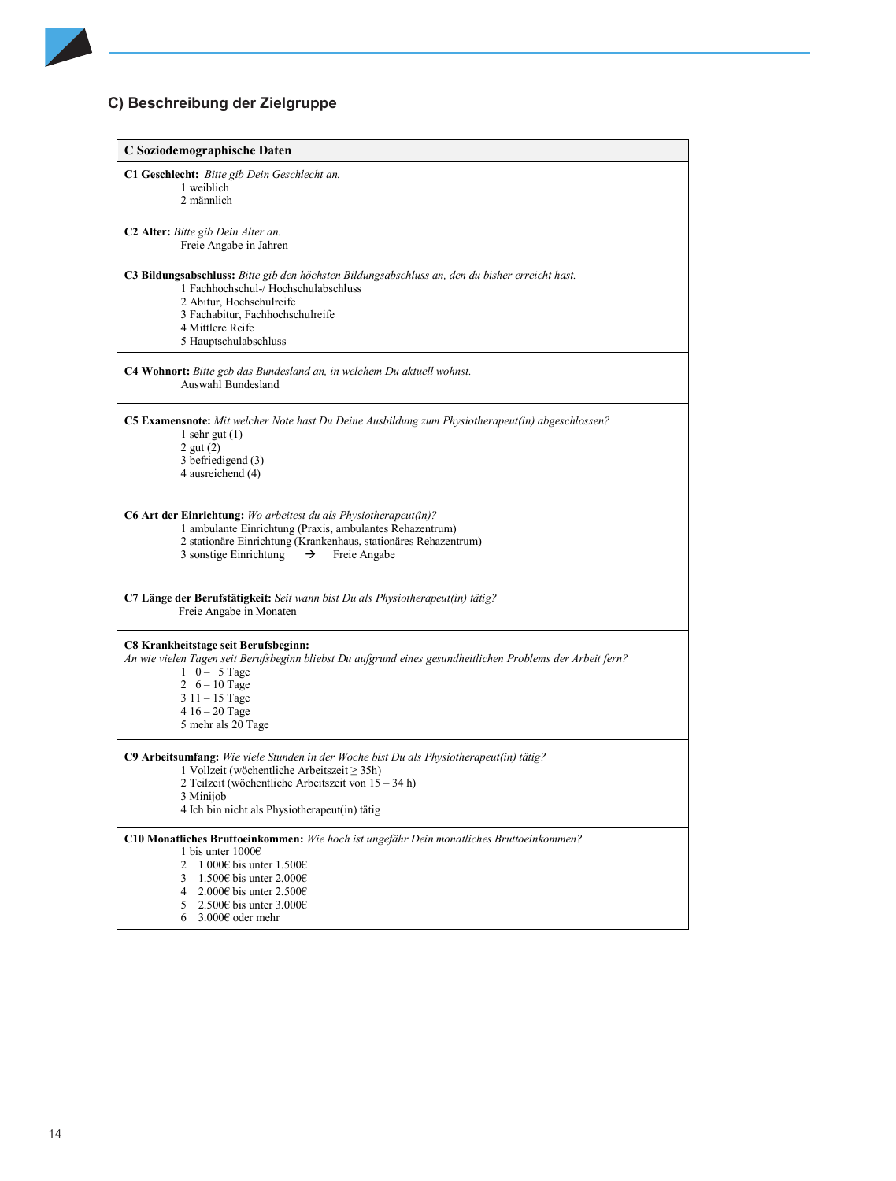## C) Beschreibung der Zielgruppe

| C Soziodemographische Daten |
| --- |
| **C1 Geschlecht:** *Bitte gib Dein Geschlecht an.*<br>1 weiblich<br>2 männlich |
| **C2 Alter:** *Bitte gib Dein Alter an.*<br>Freie Angabe in Jahren |
| **C3 Bildungsabschluss:** *Bitte gib den höchsten Bildungsabschluss an, den du bisher erreicht hast.*<br>1 Fachhochschul-/ Hochschulabschluss<br>2 Abitur, Hochschulreife<br>3 Fachabitur, Fachhochschulreife<br>4 Mittlere Reife<br>5 Hauptschulabschluss |
| **C4 Wohnort:** *Bitte geb das Bundesland an, in welchem Du aktuell wohnst.*<br>Auswahl Bundesland |
| **C5 Examensnote:** *Mit welcher Note hast Du Deine Ausbildung zum Physiotherapeut(in) abgeschlossen?*<br>1 sehr gut (1)<br>2 gut (2)<br>3 befriedigend (3)<br>4 ausreichend (4) |
| **C6 Art der Einrichtung:** *Wo arbeitest du als Physiotherapeut(in)?*<br>1 ambulante Einrichtung (Praxis, ambulantes Rehazentrum)<br>2 stationäre Einrichtung (Krankenhaus, stationäres Rehazentrum)<br>3 sonstige Einrichtung → Freie Angabe |
| **C7 Länge der Berufstätigkeit:** *Seit wann bist Du als Physiotherapeut(in) tätig?*<br>Freie Angabe in Monaten |
| **C8 Krankheitstage seit Berufsbeginn:**<br>*An wie vielen Tagen seit Berufsbeginn bliebst Du aufgrund eines gesundheitlichen Problems der Arbeit fern?*<br>1 0 – 5 Tage<br>2 6 – 10 Tage<br>3 11 – 15 Tage<br>4 16 – 20 Tage<br>5 mehr als 20 Tage |
| **C9 Arbeitsumfang:** *Wie viele Stunden in der Woche bist Du als Physiotherapeut(in) tätig?*<br>1 Vollzeit (wöchentliche Arbeitszeit ≥ 35h)<br>2 Teilzeit (wöchentliche Arbeitszeit von 15 – 34 h)<br>3 Minijob<br>4 Ich bin nicht als Physiotherapeut(in) tätig |
| **C10 Monatliches Bruttoeinkommen:** *Wie hoch ist ungefähr Dein monatliches Bruttoeinkommen?*<br>1 bis unter 1000€<br>2 1.000€ bis unter 1.500€<br>3 1.500€ bis unter 2.000€<br>4 2.000€ bis unter 2.500€<br>5 2.500€ bis unter 3.000€<br>6 3.000€ oder mehr |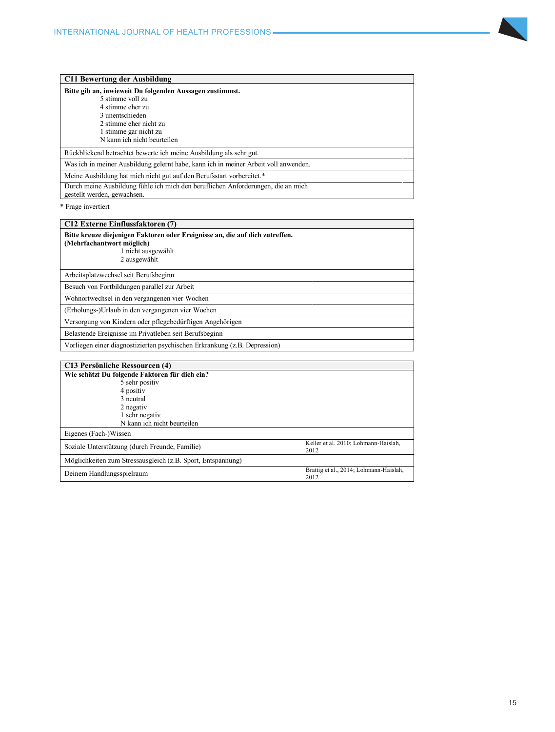| C11 Bewertung der Ausbildung | |
|---|---|
| **Bitte gib an, inwieweit Du folgenden Aussagen zustimmst.**<br>5 stimme voll zu<br>4 stimme eher zu<br>3 unentschieden<br>2 stimme eher nicht zu<br>1 stimme gar nicht zu<br>N kann ich nicht beurteilen | |
| Rückblickend betrachtet bewerte ich meine Ausbildung als sehr gut. | |
| Was ich in meiner Ausbildung gelernt habe, kann ich in meiner Arbeit voll anwenden. | |
| Meine Ausbildung hat mich nicht gut auf den Berufsstart vorbereitet.* | |
| Durch meine Ausbildung fühle ich mich den beruflichen Anforderungen, die an mich gestellt werden, gewachsen. | |

* Frage invertiert

| C12 Externe Einflussfaktoren (7) | |
|---|---|
| **Bitte kreuze diejenigen Faktoren oder Ereignisse an, die auf dich zutreffen. (Mehrfachantwort möglich)**<br>1 nicht ausgewählt<br>2 ausgewählt | |
| Arbeitsplatzwechsel seit Berufsbeginn | |
| Besuch von Fortbildungen parallel zur Arbeit | |
| Wohnortwechsel in den vergangenen vier Wochen | |
| (Erholungs-)Urlaub in den vergangenen vier Wochen | |
| Versorgung von Kindern oder pflegebedürftigen Angehörigen | |
| Belastende Ereignisse im Privatleben seit Berufsbeginn | |
| Vorliegen einer diagnostizierten psychischen Erkrankung (z.B. Depression) | |

| C13 Persönliche Ressourcen (4) | |
|---|---|
| **Wie schätzt Du folgende Faktoren für dich ein?**<br>5 sehr positiv<br>4 positiv<br>3 neutral<br>2 negativ<br>1 sehr negativ<br>N kann ich nicht beurteilen | |
| Eigenes (Fach-)Wissen | |
| Soziale Unterstützung (durch Freunde, Familie) | Keller et al. 2010; Lohmann-Haislah, 2012 |
| Möglichkeiten zum Stressausgleich (z.B. Sport, Entspannung) | |
| Deinem Handlungsspielraum | Brattig et al., 2014; Lohmann-Haislah, 2012 |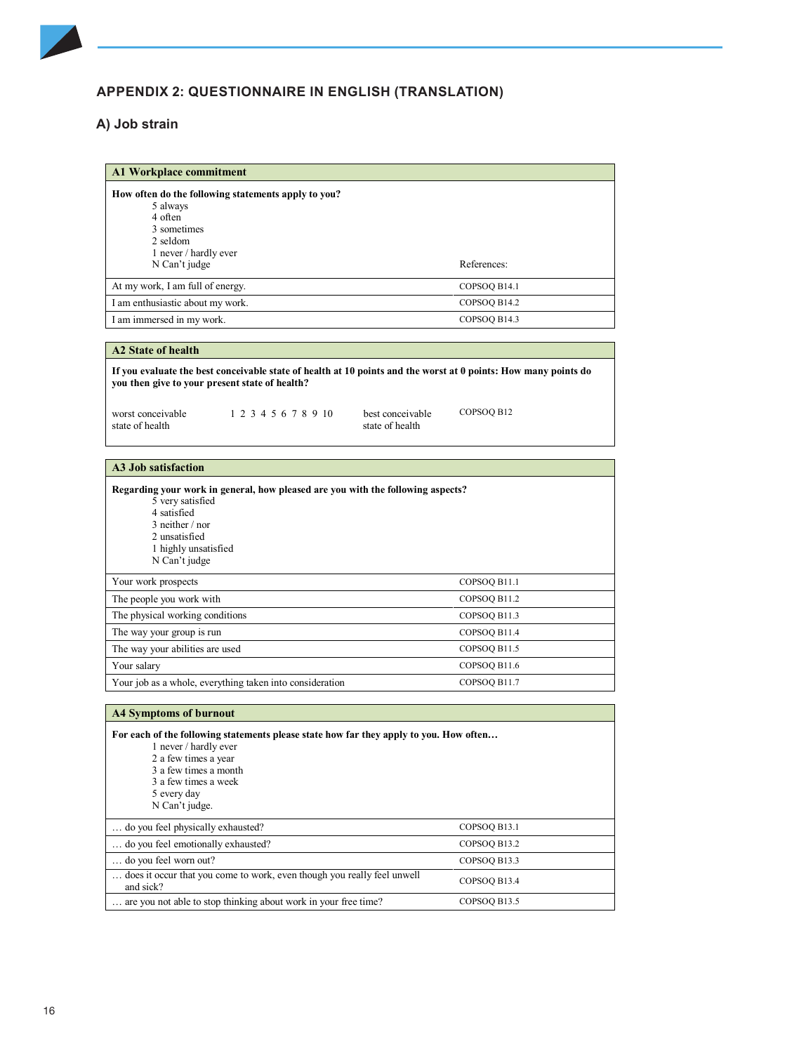## APPENDIX 2: QUESTIONNAIRE IN ENGLISH (TRANSLATION)

### A) Job strain

| **A1 Workplace commitment** | |
|---|---|
| **How often do the following statements apply to you?**<br>5 always<br>4 often<br>3 sometimes<br>2 seldom<br>1 never / hardly ever<br>N Can't judge | References: |
| At my work, I am full of energy. | COPSOQ B14.1 |
| I am enthusiastic about my work. | COPSOQ B14.2 |
| I am immersed in my work. | COPSOQ B14.3 |

| **A2 State of health** | | | |
|---|---|---|---|
| **If you evaluate the best conceivable state of health at 10 points and the worst at 0 points: How many points do you then give to your present state of health?** | | | |
| worst conceivable state of health | 1 2 3 4 5 6 7 8 9 10 | best conceivable state of health | COPSOQ B12 |

| **A3 Job satisfaction** | |
|---|---|
| **Regarding your work in general, how pleased are you with the following aspects?**<br>5 very satisfied<br>4 satisfied<br>3 neither / nor<br>2 unsatisfied<br>1 highly unsatisfied<br>N Can't judge | |
| Your work prospects | COPSOQ B11.1 |
| The people you work with | COPSOQ B11.2 |
| The physical working conditions | COPSOQ B11.3 |
| The way your group is run | COPSOQ B11.4 |
| The way your abilities are used | COPSOQ B11.5 |
| Your salary | COPSOQ B11.6 |
| Your job as a whole, everything taken into consideration | COPSOQ B11.7 |

| **A4 Symptoms of burnout** | |
|---|---|
| **For each of the following statements please state how far they apply to you. How often…**<br>1 never / hardly ever<br>2 a few times a year<br>3 a few times a month<br>3 a few times a week<br>5 every day<br>N Can't judge. | |
| … do you feel physically exhausted? | COPSOQ B13.1 |
| … do you feel emotionally exhausted? | COPSOQ B13.2 |
| … do you feel worn out? | COPSOQ B13.3 |
| … does it occur that you come to work, even though you really feel unwell and sick? | COPSOQ B13.4 |
| … are you not able to stop thinking about work in your free time? | COPSOQ B13.5 |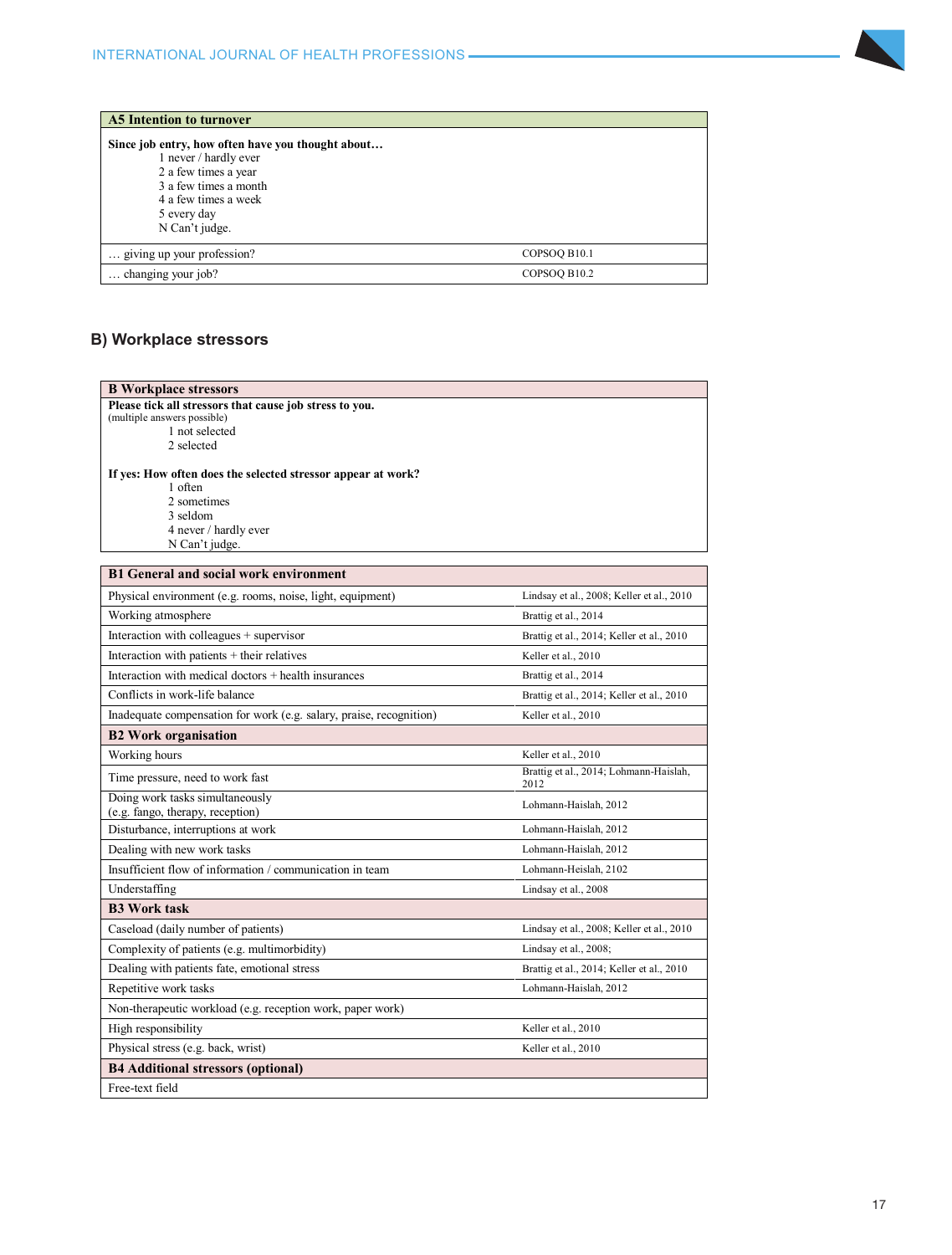| A5 Intention to turnover | |
|---|---|
| **Since job entry, how often have you thought about…**<br>1 never / hardly ever<br>2 a few times a year<br>3 a few times a month<br>4 a few times a week<br>5 every day<br>N Can't judge. | |
| … giving up your profession? | COPSOQ B10.1 |
| … changing your job? | COPSOQ B10.2 |

## B) Workplace stressors

| B Workplace stressors |
|---|
| **Please tick all stressors that cause job stress to you.**<br>(multiple answers possible)<br>1 not selected<br>2 selected<br><br>**If yes: How often does the selected stressor appear at work?**<br>1 often<br>2 sometimes<br>3 seldom<br>4 never / hardly ever<br>N Can't judge. |

| B1 General and social work environment | |
|---|---|
| Physical environment (e.g. rooms, noise, light, equipment) | Lindsay et al., 2008; Keller et al., 2010 |
| Working atmosphere | Brattig et al., 2014 |
| Interaction with colleagues + supervisor | Brattig et al., 2014; Keller et al., 2010 |
| Interaction with patients + their relatives | Keller et al., 2010 |
| Interaction with medical doctors + health insurances | Brattig et al., 2014 |
| Conflicts in work-life balance | Brattig et al., 2014; Keller et al., 2010 |
| Inadequate compensation for work (e.g. salary, praise, recognition) | Keller et al., 2010 |
| **B2 Work organisation** | |
| Working hours | Keller et al., 2010 |
| Time pressure, need to work fast | Brattig et al., 2014; Lohmann-Haislah, 2012 |
| Doing work tasks simultaneously (e.g. fango, therapy, reception) | Lohmann-Haislah, 2012 |
| Disturbance, interruptions at work | Lohmann-Haislah, 2012 |
| Dealing with new work tasks | Lohmann-Haislah, 2012 |
| Insufficient flow of information / communication in team | Lohmann-Heislah, 2102 |
| Understaffing | Lindsay et al., 2008 |
| **B3 Work task** | |
| Caseload (daily number of patients) | Lindsay et al., 2008; Keller et al., 2010 |
| Complexity of patients (e.g. multimorbidity) | Lindsay et al., 2008; |
| Dealing with patients fate, emotional stress | Brattig et al., 2014; Keller et al., 2010 |
| Repetitive work tasks | Lohmann-Haislah, 2012 |
| Non-therapeutic workload (e.g. reception work, paper work) | |
| High responsibility | Keller et al., 2010 |
| Physical stress (e.g. back, wrist) | Keller et al., 2010 |
| **B4 Additional stressors (optional)** | |
| Free-text field | |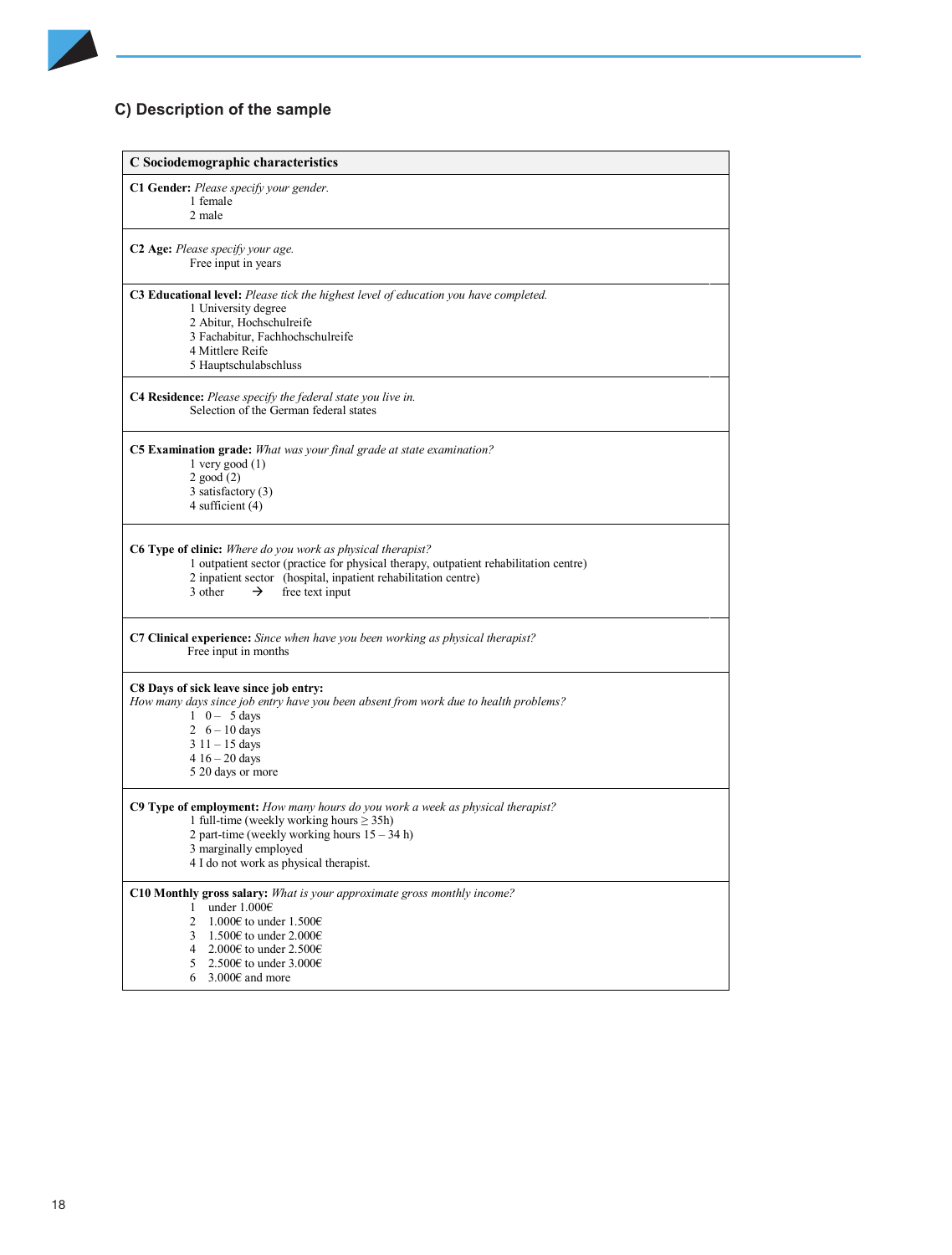## C) Description of the sample

| C Sociodemographic characteristics |
|---|
| **C1 Gender:** *Please specify your gender.*<br>1 female<br>2 male |
| **C2 Age:** *Please specify your age.*<br>Free input in years |
| **C3 Educational level:** *Please tick the highest level of education you have completed.*<br>1 University degree<br>2 Abitur, Hochschulreife<br>3 Fachabitur, Fachhochschulreife<br>4 Mittlere Reife<br>5 Hauptschulabschluss |
| **C4 Residence:** *Please specify the federal state you live in.*<br>Selection of the German federal states |
| **C5 Examination grade:** *What was your final grade at state examination?*<br>1 very good (1)<br>2 good (2)<br>3 satisfactory (3)<br>4 sufficient (4) |
| **C6 Type of clinic:** *Where do you work as physical therapist?*<br>1 outpatient sector (practice for physical therapy, outpatient rehabilitation centre)<br>2 inpatient sector (hospital, inpatient rehabilitation centre)<br>3 other → free text input |
| **C7 Clinical experience:** *Since when have you been working as physical therapist?*<br>Free input in months |
| **C8 Days of sick leave since job entry:**<br>*How many days since job entry have you been absent from work due to health problems?*<br>1 0 – 5 days<br>2 6 – 10 days<br>3 11 – 15 days<br>4 16 – 20 days<br>5 20 days or more |
| **C9 Type of employment:** *How many hours do you work a week as physical therapist?*<br>1 full-time (weekly working hours ≥ 35h)<br>2 part-time (weekly working hours 15 – 34 h)<br>3 marginally employed<br>4 I do not work as physical therapist. |
| **C10 Monthly gross salary:** *What is your approximate gross monthly income?*<br>1 under 1.000€<br>2 1.000€ to under 1.500€<br>3 1.500€ to under 2.000€<br>4 2.000€ to under 2.500€<br>5 2.500€ to under 3.000€<br>6 3.000€ and more |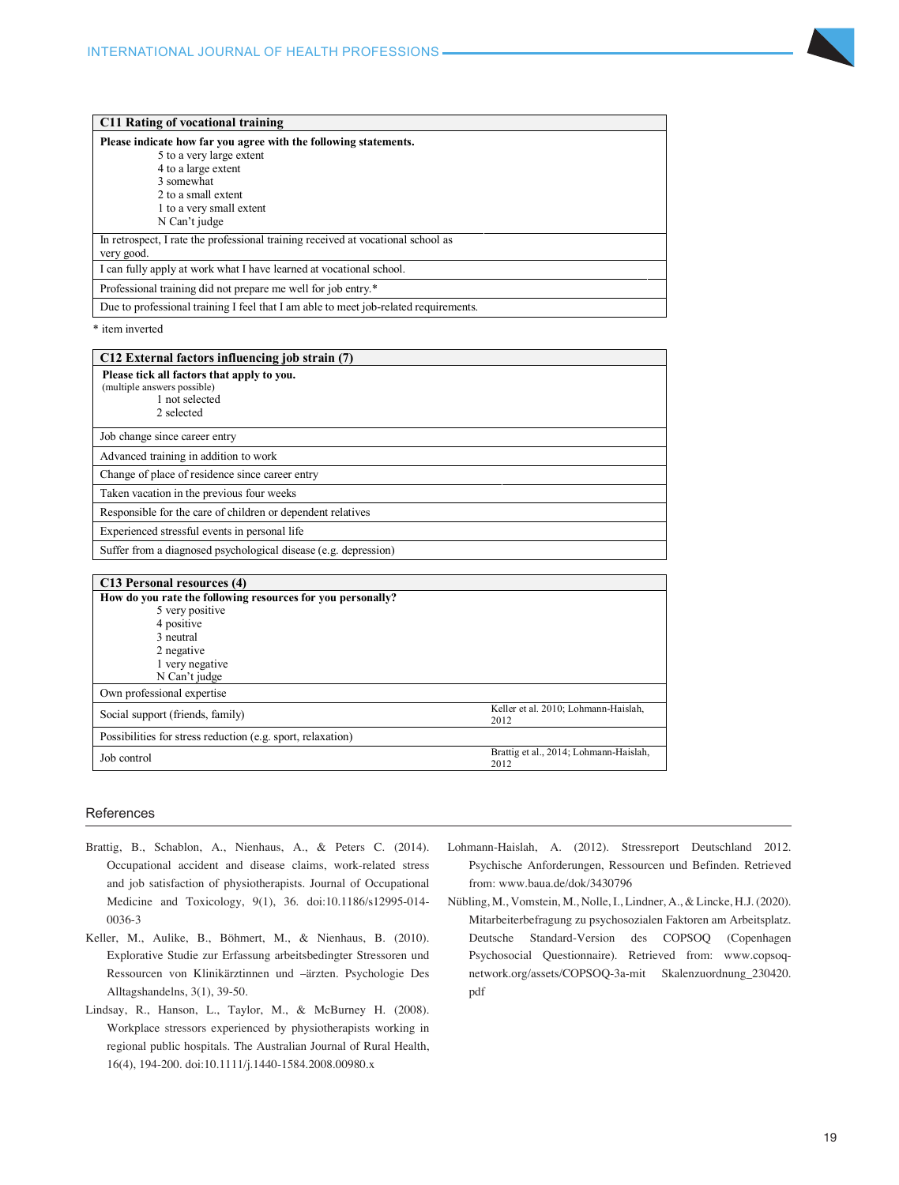| C11 Rating of vocational training | |
|---|---|
| **Please indicate how far you agree with the following statements.**<br>5 to a very large extent<br>4 to a large extent<br>3 somewhat<br>2 to a small extent<br>1 to a very small extent<br>N Can't judge | |
| In retrospect, I rate the professional training received at vocational school as very good. | |
| I can fully apply at work what I have learned at vocational school. | |
| Professional training did not prepare me well for job entry.* | |
| Due to professional training I feel that I am able to meet job-related requirements. | |

\* item inverted

| C12 External factors influencing job strain (7) | |
|---|---|
| **Please tick all factors that apply to you.**<br>(multiple answers possible)<br>1 not selected<br>2 selected | |
| Job change since career entry | |
| Advanced training in addition to work | |
| Change of place of residence since career entry | |
| Taken vacation in the previous four weeks | |
| Responsible for the care of children or dependent relatives | |
| Experienced stressful events in personal life | |
| Suffer from a diagnosed psychological disease (e.g. depression) | |

| C13 Personal resources (4) | |
|---|---|
| **How do you rate the following resources for you personally?**<br>5 very positive<br>4 positive<br>3 neutral<br>2 negative<br>1 very negative<br>N Can't judge | |
| Own professional expertise | |
| Social support (friends, family) | Keller et al. 2010; Lohmann-Haislah, 2012 |
| Possibilities for stress reduction (e.g. sport, relaxation) | |
| Job control | Brattig et al., 2014; Lohmann-Haislah, 2012 |

## References

Brattig, B., Schablon, A., Nienhaus, A., & Peters C. (2014). Occupational accident and disease claims, work-related stress and job satisfaction of physiotherapists. Journal of Occupational Medicine and Toxicology, 9(1), 36. doi:10.1186/s12995-014-0036-3

Keller, M., Aulike, B., Böhmert, M., & Nienhaus, B. (2010). Explorative Studie zur Erfassung arbeitsbedingter Stressoren und Ressourcen von Klinikärztinnen und –ärzten. Psychologie Des Alltagshandelns, 3(1), 39-50.

Lindsay, R., Hanson, L., Taylor, M., & McBurney H. (2008). Workplace stressors experienced by physiotherapists working in regional public hospitals. The Australian Journal of Rural Health, 16(4), 194-200. doi:10.1111/j.1440-1584.2008.00980.x

Lohmann-Haislah, A. (2012). Stressreport Deutschland 2012. Psychische Anforderungen, Ressourcen und Befinden. Retrieved from: www.baua.de/dok/3430796

Nübling, M., Vomstein, M., Nolle, I., Lindner, A., & Lincke, H.J. (2020). Mitarbeiterbefragung zu psychosozialen Faktoren am Arbeitsplatz. Deutsche Standard-Version des COPSOQ (Copenhagen Psychosocial Questionnaire). Retrieved from: www.copsoq-network.org/assets/COPSOQ-3a-mit Skalenzuordnung_230420.pdf